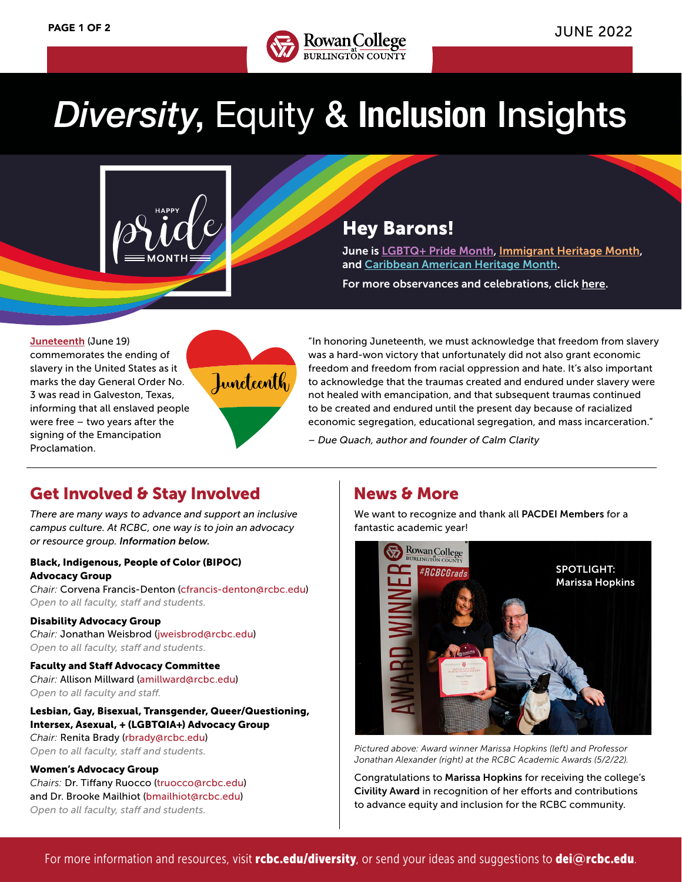# *Diversity*, Equity & **Inclusion** Insights

JUNE 2022

## Hey Barons!

**June is LGBTQ+ Pride Month, Immigrant Heritage Month, and Caribbean American Heritage Month.**

For more observances and celebrations, click here.

Juneteenth (June 19) commemorates the ending of slavery in the United States as it marks the day General Order No. 3 was read in Galveston, Texas, informing that all enslaved people were free – two years after the signing of the Emancipation Proclamation.

"In honoring Juneteenth, we must acknowledge that freedom from slavery was a hard-won victory that unfortunately did not also grant economic freedom and freedom from racial oppression and hate. It's also important to acknowledge that the traumas created and endured under slavery were not healed with emancipation, and that subsequent traumas continued to be created and endured until the present day because of racialized economic segregation, educational segregation, and mass incarceration."

*– Due Quach, author and founder of Calm Clarity*

## Get Involved & Stay Involved

*There are many ways to advance and support an inclusive campus culture. At RCBC, one way is to join an advocacy or resource group.* ***Information below.***

**Black, Indigenous, People of Color (BIPOC) Advocacy Group**
*Chair:* Corvena Francis-Denton (cfrancis-denton@rcbc.edu)
*Open to all faculty, staff and students.*

**Disability Advocacy Group**
*Chair:* Jonathan Weisbrod (jweisbrod@rcbc.edu)
*Open to all faculty, staff and students.*

**Faculty and Staff Advocacy Committee**
*Chair:* Allison Millward (amillward@rcbc.edu)
*Open to all faculty and staff.*

**Lesbian, Gay, Bisexual, Transgender, Queer/Questioning, Intersex, Asexual, + (LGBTQIA+) Advocacy Group**
*Chair:* Renita Brady (rbrady@rcbc.edu)
*Open to all faculty, staff and students.*

**Women's Advocacy Group**
*Chairs:* Dr. Tiffany Ruocco (truocco@rcbc.edu) and Dr. Brooke Mailhiot (bmailhiot@rcbc.edu)
*Open to all faculty, staff and students.*

## News & More

We want to recognize and thank all **PACDEI Members** for a fantastic academic year!

SPOTLIGHT: Marissa Hopkins

*Pictured above: Award winner Marissa Hopkins (left) and Professor Jonathan Alexander (right) at the RCBC Academic Awards (5/2/22).*

Congratulations to **Marissa Hopkins** for receiving the college's **Civility Award** in recognition of her efforts and contributions to advance equity and inclusion for the RCBC community.

For more information and resources, visit **rcbc.edu/diversity**, or send your ideas and suggestions to **dei@rcbc.edu**.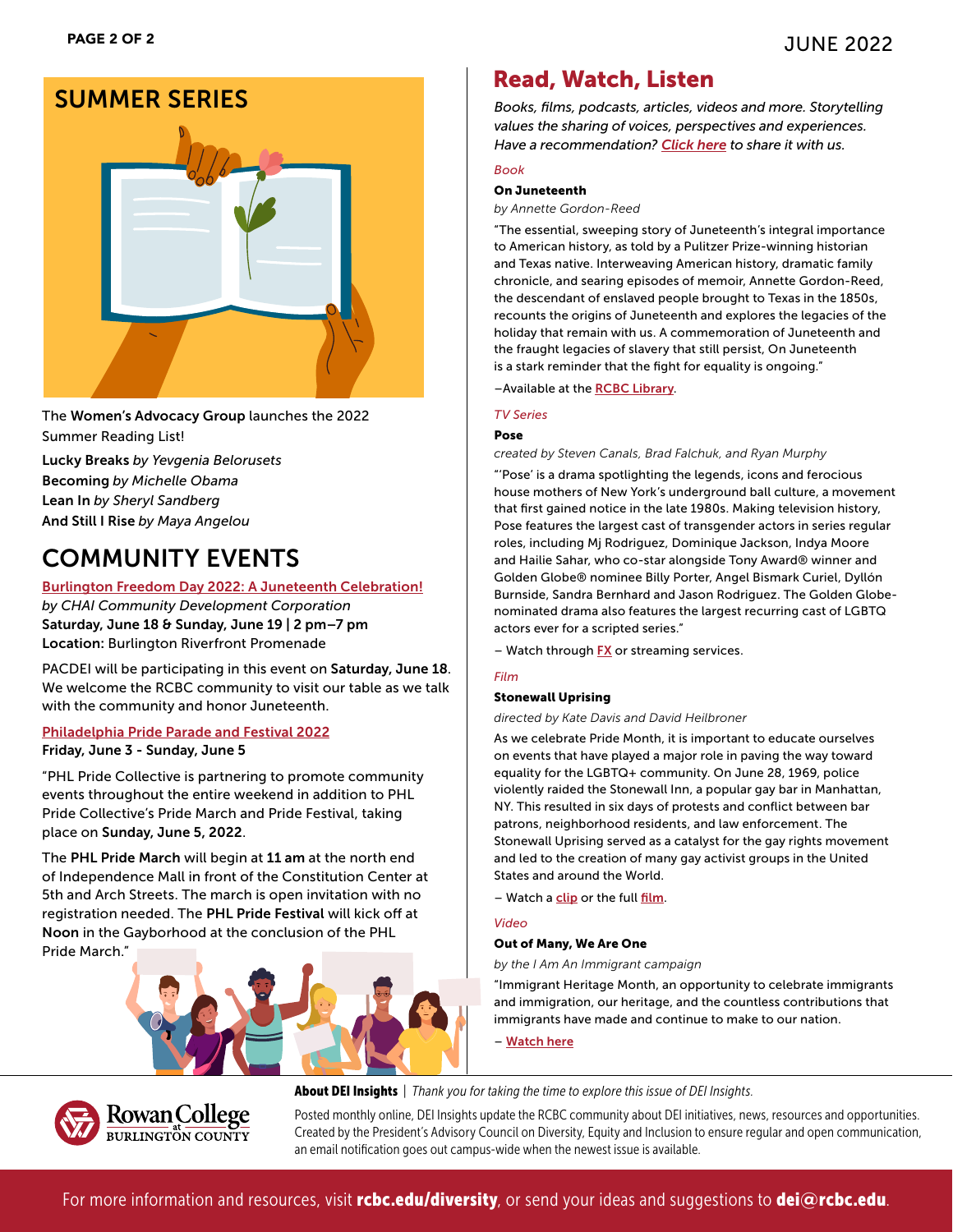## SUMMER SERIES

The **Women's Advocacy Group** launches the 2022 Summer Reading List!

**Lucky Breaks** *by Yevgenia Belorusets*
**Becoming** *by Michelle Obama*
**Lean In** *by Sheryl Sandberg*
**And Still I Rise** *by Maya Angelou*

## COMMUNITY EVENTS

**Burlington Freedom Day 2022: A Juneteenth Celebration!**
*by CHAI Community Development Corporation*
**Saturday, June 18 & Sunday, June 19 | 2 pm–7 pm**
**Location:** Burlington Riverfront Promenade

PACDEI will be participating in this event on **Saturday, June 18**. We welcome the RCBC community to visit our table as we talk with the community and honor Juneteenth.

**Philadelphia Pride Parade and Festival 2022**
**Friday, June 3 - Sunday, June 5**

"PHL Pride Collective is partnering to promote community events throughout the entire weekend in addition to PHL Pride Collective's Pride March and Pride Festival, taking place on **Sunday, June 5, 2022**.

The **PHL Pride March** will begin at **11 am** at the north end of Independence Mall in front of the Constitution Center at 5th and Arch Streets. The march is open invitation with no registration needed. The **PHL Pride Festival** will kick off at **Noon** in the Gayborhood at the conclusion of the PHL Pride March."

## Read, Watch, Listen

*Books, films, podcasts, articles, videos and more. Storytelling values the sharing of voices, perspectives and experiences. Have a recommendation? Click here to share it with us.*

*Book*

**On Juneteenth**
*by Annette Gordon-Reed*

"The essential, sweeping story of Juneteenth's integral importance to American history, as told by a Pulitzer Prize-winning historian and Texas native. Interweaving American history, dramatic family chronicle, and searing episodes of memoir, Annette Gordon-Reed, the descendant of enslaved people brought to Texas in the 1850s, recounts the origins of Juneteenth and explores the legacies of the holiday that remain with us. A commemoration of Juneteenth and the fraught legacies of slavery that still persist, On Juneteenth is a stark reminder that the fight for equality is ongoing."

–Available at the RCBC Library.

*TV Series*

**Pose**
*created by Steven Canals, Brad Falchuk, and Ryan Murphy*

"'Pose' is a drama spotlighting the legends, icons and ferocious house mothers of New York's underground ball culture, a movement that first gained notice in the late 1980s. Making television history, Pose features the largest cast of transgender actors in series regular roles, including Mj Rodriguez, Dominique Jackson, Indya Moore and Hailie Sahar, who co-star alongside Tony Award® winner and Golden Globe® nominee Billy Porter, Angel Bismark Curiel, Dyllón Burnside, Sandra Bernhard and Jason Rodriguez. The Golden Globe-nominated drama also features the largest recurring cast of LGBTQ actors ever for a scripted series."

– Watch through FX or streaming services.

*Film*

**Stonewall Uprising**
*directed by Kate Davis and David Heilbroner*

As we celebrate Pride Month, it is important to educate ourselves on events that have played a major role in paving the way toward equality for the LGBTQ+ community. On June 28, 1969, police violently raided the Stonewall Inn, a popular gay bar in Manhattan, NY. This resulted in six days of protests and conflict between bar patrons, neighborhood residents, and law enforcement. The Stonewall Uprising served as a catalyst for the gay rights movement and led to the creation of many gay activist groups in the United States and around the World.

– Watch a clip or the full film.

*Video*

**Out of Many, We Are One**
*by the I Am An Immigrant campaign*

"Immigrant Heritage Month, an opportunity to celebrate immigrants and immigration, our heritage, and the countless contributions that immigrants have made and continue to make to our nation.

– Watch here

**About DEI Insights** | *Thank you for taking the time to explore this issue of DEI Insights.*

Posted monthly online, DEI Insights update the RCBC community about DEI initiatives, news, resources and opportunities. Created by the President's Advisory Council on Diversity, Equity and Inclusion to ensure regular and open communication, an email notification goes out campus-wide when the newest issue is available.

Rowan College at Burlington County

For more information and resources, visit **rcbc.edu/diversity**, or send your ideas and suggestions to **dei@rcbc.edu**.